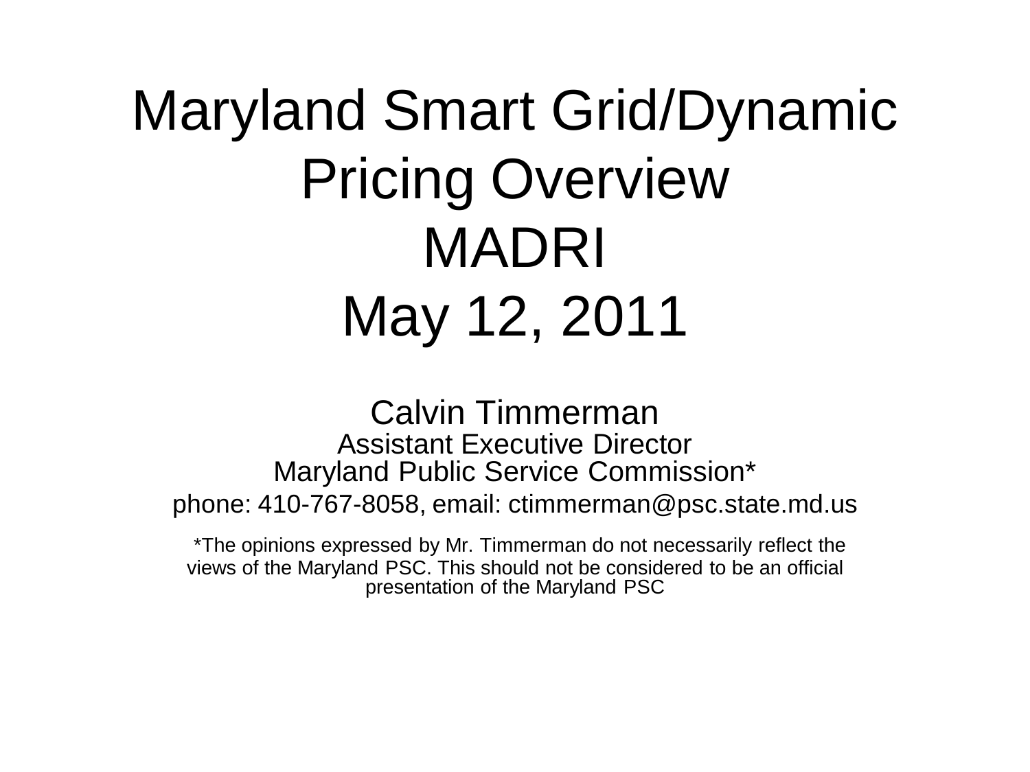# Maryland Smart Grid/Dynamic Pricing Overview
# MADRI
# May 12, 2011

Calvin Timmerman
Assistant Executive Director
Maryland Public Service Commission*
phone: 410-767-8058, email: ctimmerman@psc.state.md.us

*The opinions expressed by Mr. Timmerman do not necessarily reflect the views of the Maryland PSC. This should not be considered to be an official presentation of the Maryland PSC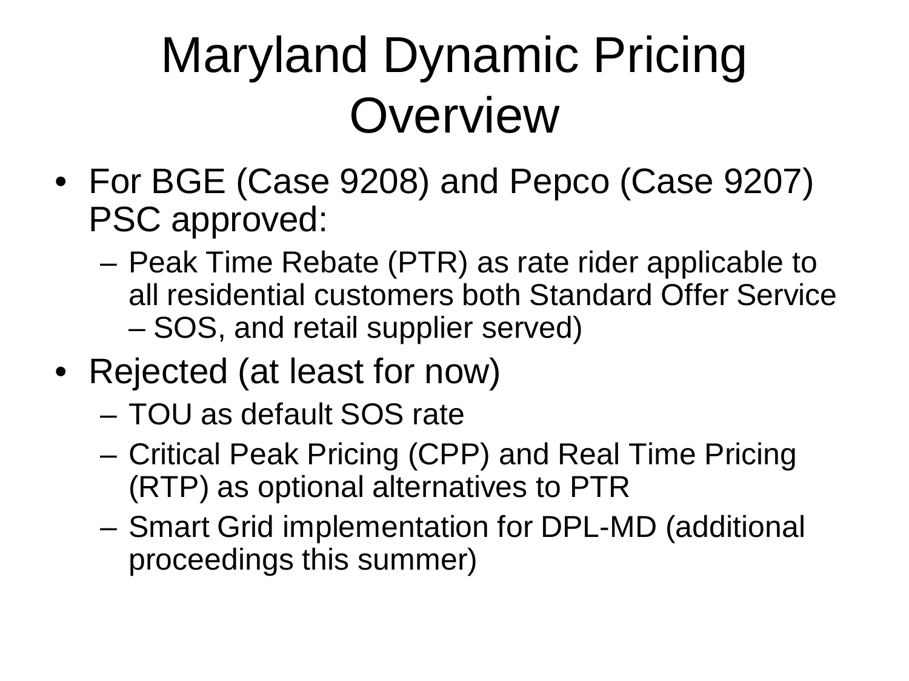# Maryland Dynamic Pricing Overview

- For BGE (Case 9208) and Pepco (Case 9207) PSC approved:
  - Peak Time Rebate (PTR) as rate rider applicable to all residential customers both Standard Offer Service – SOS, and retail supplier served)
- Rejected (at least for now)
  - TOU as default SOS rate
  - Critical Peak Pricing (CPP) and Real Time Pricing (RTP) as optional alternatives to PTR
  - Smart Grid implementation for DPL-MD (additional proceedings this summer)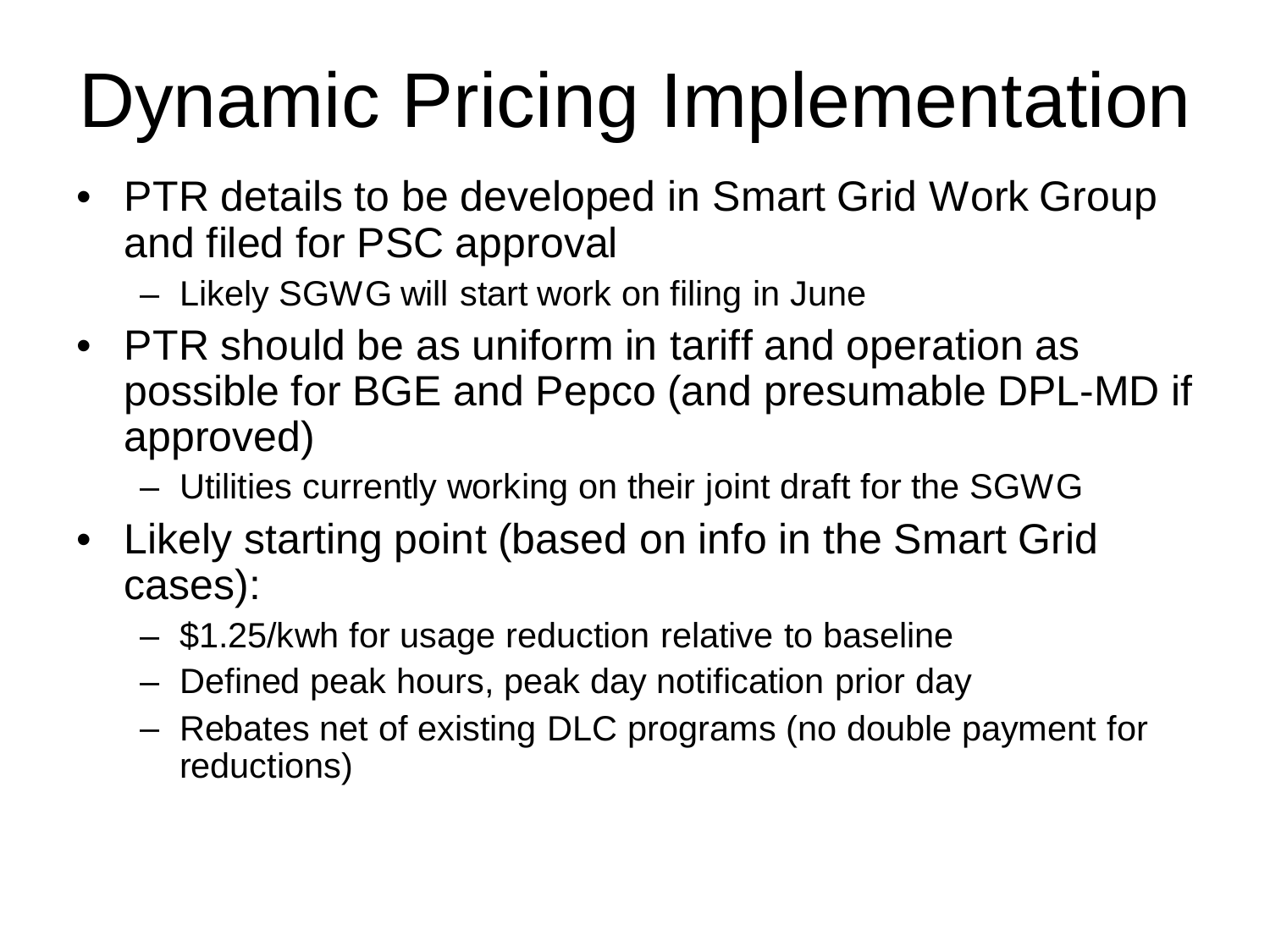# Dynamic Pricing Implementation

- PTR details to be developed in Smart Grid Work Group and filed for PSC approval
  - Likely SGWG will start work on filing in June
- PTR should be as uniform in tariff and operation as possible for BGE and Pepco (and presumable DPL-MD if approved)
  - Utilities currently working on their joint draft for the SGWG
- Likely starting point (based on info in the Smart Grid cases):
  - $1.25/kwh for usage reduction relative to baseline
  - Defined peak hours, peak day notification prior day
  - Rebates net of existing DLC programs (no double payment for reductions)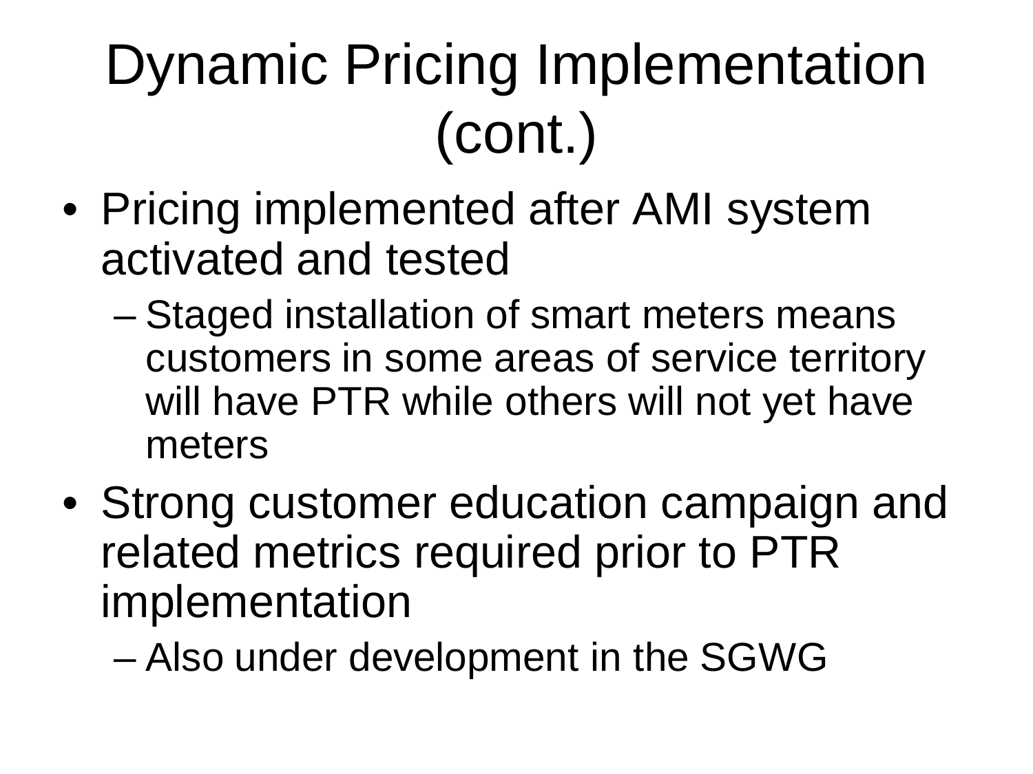# Dynamic Pricing Implementation (cont.)

- Pricing implemented after AMI system activated and tested
  - Staged installation of smart meters means customers in some areas of service territory will have PTR while others will not yet have meters
- Strong customer education campaign and related metrics required prior to PTR implementation
  - Also under development in the SGWG